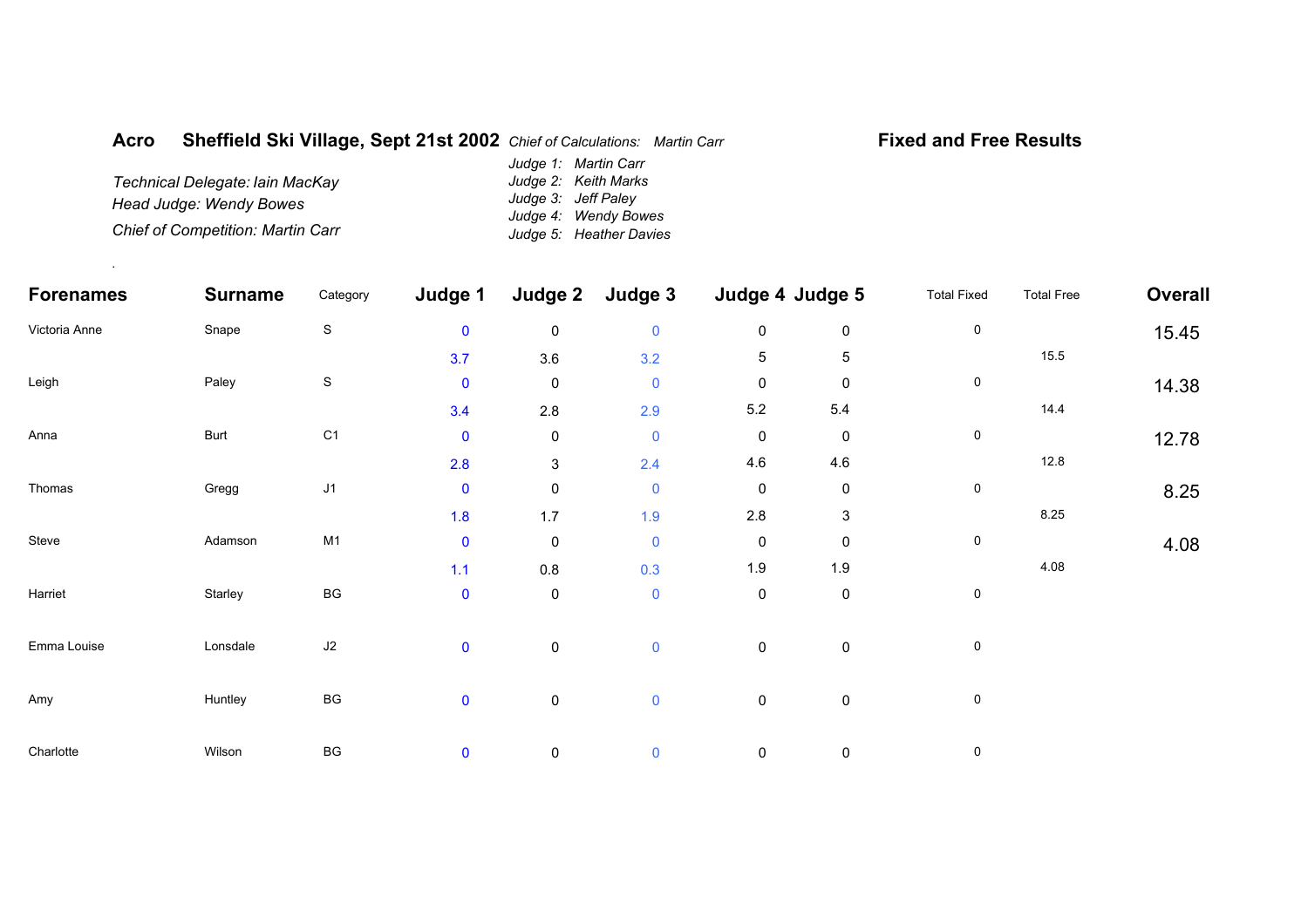**Acro** **Sheffield Ski Village, Sept 21st 2002** *Chief of Calculations: Martin Carr* **Fixed and Free Results**

*Judge 1: Martin Carr*
*Judge 2: Keith Marks*
*Judge 3: Jeff Paley*
*Judge 4: Wendy Bowes*
*Judge 5: Heather Davies*

*Technical Delegate: Iain MacKay*
*Head Judge: Wendy Bowes*
*Chief of Competition: Martin Carr*

| Forenames | Surname | Category | Judge 1 | Judge 2 | Judge 3 | Judge 4 | Judge 5 | Total Fixed | Total Free | Overall |
|---|---|---|---|---|---|---|---|---|---|---|
| Victoria Anne | Snape | S | 0 | 0 | 0 | 0 | 0 | 0 | | 15.45 |
| | | | 3.7 | 3.6 | 3.2 | 5 | 5 | | 15.5 | |
| Leigh | Paley | S | 0 | 0 | 0 | 0 | 0 | 0 | | 14.38 |
| | | | 3.4 | 2.8 | 2.9 | 5.2 | 5.4 | | 14.4 | |
| Anna | Burt | C1 | 0 | 0 | 0 | 0 | 0 | 0 | | 12.78 |
| | | | 2.8 | 3 | 2.4 | 4.6 | 4.6 | | 12.8 | |
| Thomas | Gregg | J1 | 0 | 0 | 0 | 0 | 0 | 0 | | 8.25 |
| | | | 1.8 | 1.7 | 1.9 | 2.8 | 3 | | 8.25 | |
| Steve | Adamson | M1 | 0 | 0 | 0 | 0 | 0 | 0 | | 4.08 |
| | | | 1.1 | 0.8 | 0.3 | 1.9 | 1.9 | | 4.08 | |
| Harriet | Starley | BG | 0 | 0 | 0 | 0 | 0 | 0 | | |
| Emma Louise | Lonsdale | J2 | 0 | 0 | 0 | 0 | 0 | 0 | | |
| Amy | Huntley | BG | 0 | 0 | 0 | 0 | 0 | 0 | | |
| Charlotte | Wilson | BG | 0 | 0 | 0 | 0 | 0 | 0 | | |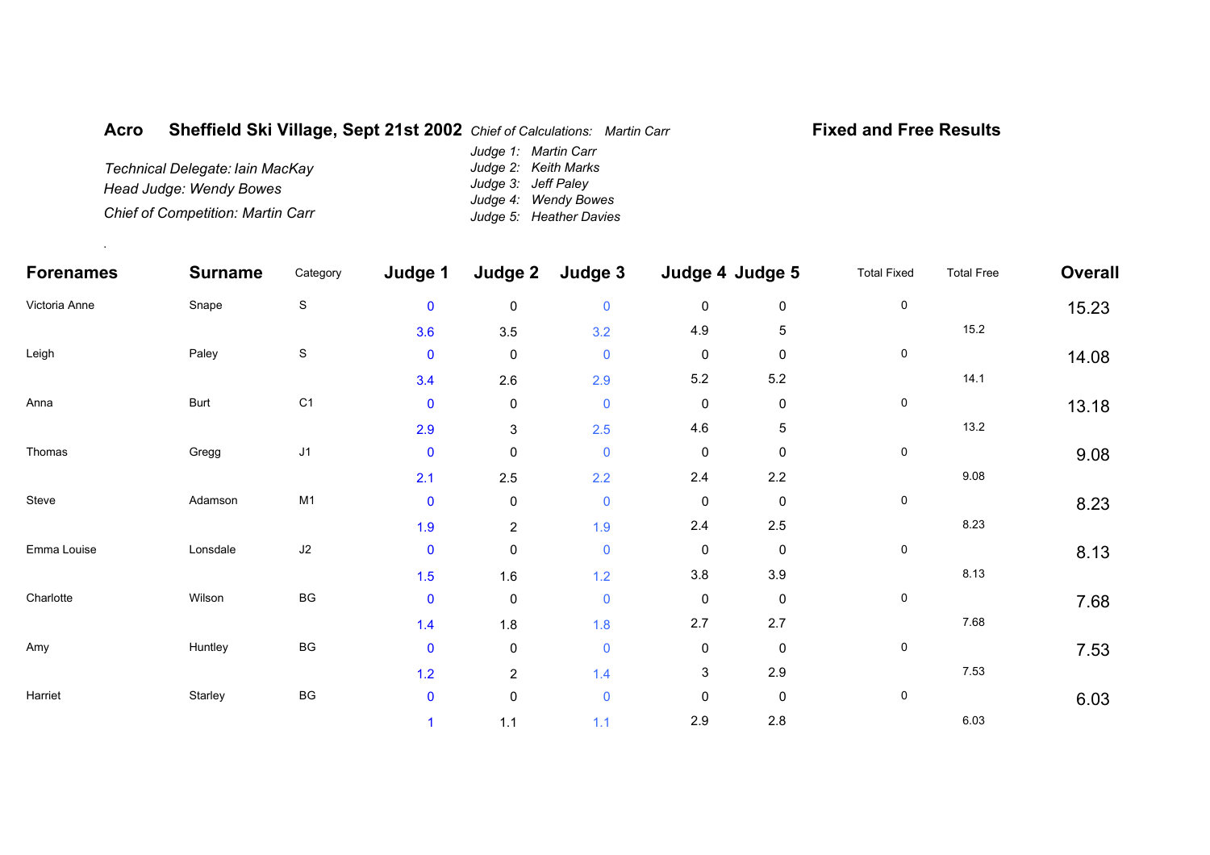**Acro** **Sheffield Ski Village, Sept 21st 2002** *Chief of Calculations: Martin Carr* **Fixed and Free Results**

*Technical Delegate: Iain MacKay*
*Head Judge: Wendy Bowes*
*Chief of Competition: Martin Carr*

*Judge 1: Martin Carr*
*Judge 2: Keith Marks*
*Judge 3: Jeff Paley*
*Judge 4: Wendy Bowes*
*Judge 5: Heather Davies*

.

| Forenames | Surname | Category | Judge 1 | Judge 2 | Judge 3 | Judge 4 | Judge 5 | Total Fixed | Total Free | Overall |
|---|---|---|---|---|---|---|---|---|---|---|
| Victoria Anne | Snape | S | 0 | 0 | 0 | 0 | 0 | 0 | | 15.23 |
| | | | 3.6 | 3.5 | 3.2 | 4.9 | 5 | | 15.2 | |
| Leigh | Paley | S | 0 | 0 | 0 | 0 | 0 | 0 | | 14.08 |
| | | | 3.4 | 2.6 | 2.9 | 5.2 | 5.2 | | 14.1 | |
| Anna | Burt | C1 | 0 | 0 | 0 | 0 | 0 | 0 | | 13.18 |
| | | | 2.9 | 3 | 2.5 | 4.6 | 5 | | 13.2 | |
| Thomas | Gregg | J1 | 0 | 0 | 0 | 0 | 0 | 0 | | 9.08 |
| | | | 2.1 | 2.5 | 2.2 | 2.4 | 2.2 | | 9.08 | |
| Steve | Adamson | M1 | 0 | 0 | 0 | 0 | 0 | 0 | | 8.23 |
| | | | 1.9 | 2 | 1.9 | 2.4 | 2.5 | | 8.23 | |
| Emma Louise | Lonsdale | J2 | 0 | 0 | 0 | 0 | 0 | 0 | | 8.13 |
| | | | 1.5 | 1.6 | 1.2 | 3.8 | 3.9 | | 8.13 | |
| Charlotte | Wilson | BG | 0 | 0 | 0 | 0 | 0 | 0 | | 7.68 |
| | | | 1.4 | 1.8 | 1.8 | 2.7 | 2.7 | | 7.68 | |
| Amy | Huntley | BG | 0 | 0 | 0 | 0 | 0 | 0 | | 7.53 |
| | | | 1.2 | 2 | 1.4 | 3 | 2.9 | | 7.53 | |
| Harriet | Starley | BG | 0 | 0 | 0 | 0 | 0 | 0 | | 6.03 |
| | | | 1 | 1.1 | 1.1 | 2.9 | 2.8 | | 6.03 | |